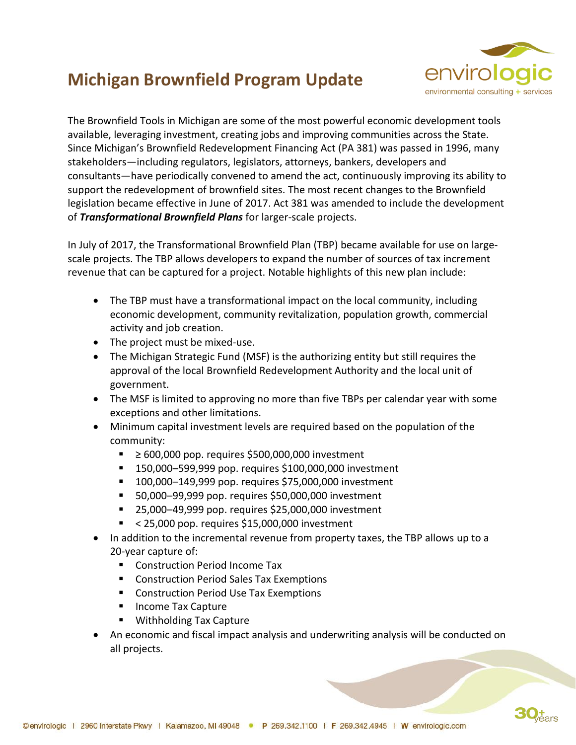# Michigan Brownfield Program Update

The Brownfield Tools in Michigan are some of the most powerful economic development tools available, leveraging investment, creating jobs and improving communities across the State. Since Michigan's Brownfield Redevelopment Financing Act (PA 381) was passed in 1996, many stakeholders—including regulators, legislators, attorneys, bankers, developers and consultants—have periodically convened to amend the act, continuously improving its ability to support the redevelopment of brownfield sites. The most recent changes to the Brownfield legislation became effective in June of 2017. Act 381 was amended to include the development of ***Transformational Brownfield Plans*** for larger-scale projects.

In July of 2017, the Transformational Brownfield Plan (TBP) became available for use on large-scale projects. The TBP allows developers to expand the number of sources of tax increment revenue that can be captured for a project. Notable highlights of this new plan include:

- The TBP must have a transformational impact on the local community, including economic development, community revitalization, population growth, commercial activity and job creation.
- The project must be mixed-use.
- The Michigan Strategic Fund (MSF) is the authorizing entity but still requires the approval of the local Brownfield Redevelopment Authority and the local unit of government.
- The MSF is limited to approving no more than five TBPs per calendar year with some exceptions and other limitations.
- Minimum capital investment levels are required based on the population of the community:
  - ≥ 600,000 pop. requires $500,000,000 investment
  - 150,000–599,999 pop. requires $100,000,000 investment
  - 100,000–149,999 pop. requires $75,000,000 investment
  - 50,000–99,999 pop. requires $50,000,000 investment
  - 25,000–49,999 pop. requires $25,000,000 investment
  - < 25,000 pop. requires $15,000,000 investment
- In addition to the incremental revenue from property taxes, the TBP allows up to a 20-year capture of:
  - Construction Period Income Tax
  - Construction Period Sales Tax Exemptions
  - Construction Period Use Tax Exemptions
  - Income Tax Capture
  - Withholding Tax Capture
- An economic and fiscal impact analysis and underwriting analysis will be conducted on all projects.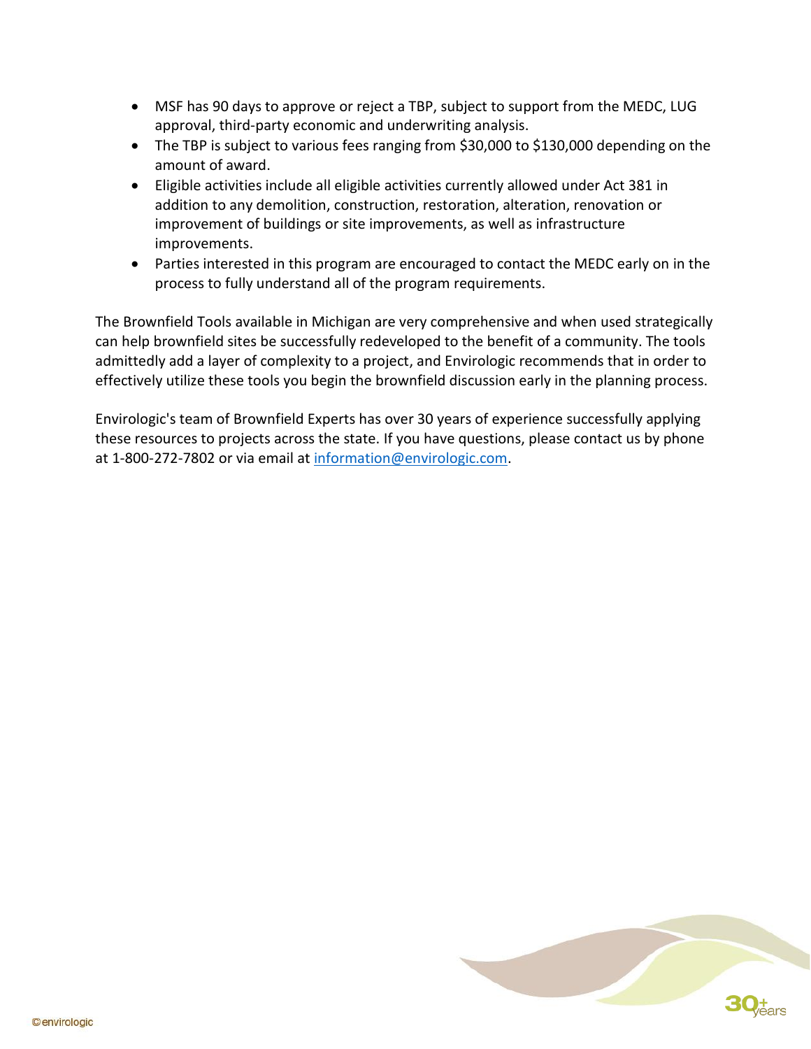- MSF has 90 days to approve or reject a TBP, subject to support from the MEDC, LUG approval, third-party economic and underwriting analysis.
- The TBP is subject to various fees ranging from $30,000 to $130,000 depending on the amount of award.
- Eligible activities include all eligible activities currently allowed under Act 381 in addition to any demolition, construction, restoration, alteration, renovation or improvement of buildings or site improvements, as well as infrastructure improvements.
- Parties interested in this program are encouraged to contact the MEDC early on in the process to fully understand all of the program requirements.

The Brownfield Tools available in Michigan are very comprehensive and when used strategically can help brownfield sites be successfully redeveloped to the benefit of a community. The tools admittedly add a layer of complexity to a project, and Envirologic recommends that in order to effectively utilize these tools you begin the brownfield discussion early in the planning process.

Envirologic's team of Brownfield Experts has over 30 years of experience successfully applying these resources to projects across the state. If you have questions, please contact us by phone at 1-800-272-7802 or via email at information@envirologic.com.